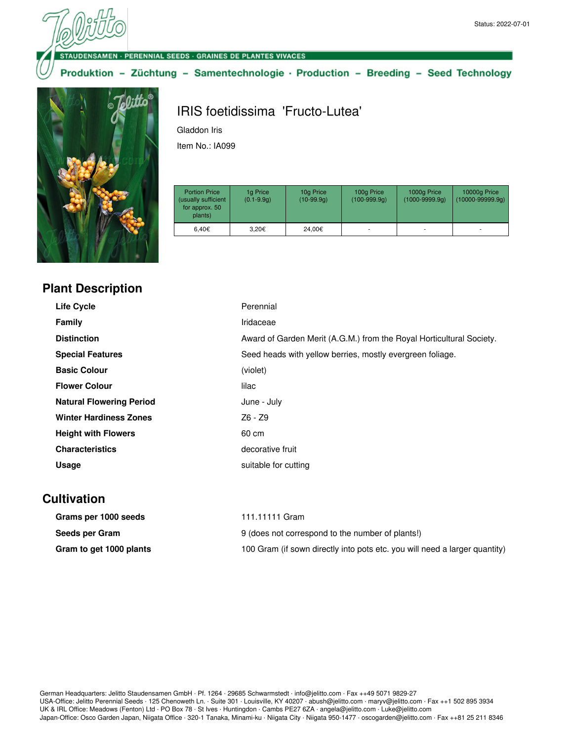Status: 2022-07-01

STAUDENSAMEN · PERENNIAL SEEDS · GRAINES DE PLANTES VIVACES

Produktion – Züchtung – Samentechnologie · Production – Breeding – Seed Technology

# IRIS foetidissima 'Fructo-Lutea'

Gladdon Iris

Item No.: IA099

| Portion Price (usually sufficient for approx. 50 plants) | 1g Price (0.1-9.9g) | 10g Price (10-99.9g) | 100g Price (100-999.9g) | 1000g Price (1000-9999.9g) | 10000g Price (10000-99999.9g) |
|---|---|---|---|---|---|
| 6,40€ | 3,20€ | 24,00€ | - | - | - |

## Plant Description

| | |
|---|---|
| **Life Cycle** | Perennial |
| **Family** | Iridaceae |
| **Distinction** | Award of Garden Merit (A.G.M.) from the Royal Horticultural Society. |
| **Special Features** | Seed heads with yellow berries, mostly evergreen foliage. |
| **Basic Colour** | (violet) |
| **Flower Colour** | lilac |
| **Natural Flowering Period** | June - July |
| **Winter Hardiness Zones** | Z6 - Z9 |
| **Height with Flowers** | 60 cm |
| **Characteristics** | decorative fruit |
| **Usage** | suitable for cutting |

## Cultivation

| | |
|---|---|
| **Grams per 1000 seeds** | 111.11111 Gram |
| **Seeds per Gram** | 9 (does not correspond to the number of plants!) |
| **Gram to get 1000 plants** | 100 Gram (if sown directly into pots etc. you will need a larger quantity) |

German Headquarters: Jelitto Staudensamen GmbH · Pf. 1264 · 29685 Schwarmstedt · info@jelitto.com · Fax ++49 5071 9829-27
USA-Office: Jelitto Perennial Seeds · 125 Chenoweth Ln. · Suite 301 · Louisville, KY 40207 · abush@jelitto.com · maryv@jelitto.com · Fax ++1 502 895 3934
UK & IRL Office: Meadows (Fenton) Ltd · PO Box 78 · St Ives · Huntingdon · Cambs PE27 6ZA · angela@jelitto.com · Luke@jelitto.com
Japan-Office: Osco Garden Japan, Niigata Office · 320-1 Tanaka, Minami-ku · Niigata City · Niigata 950-1477 · oscogarden@jelitto.com · Fax ++81 25 211 8346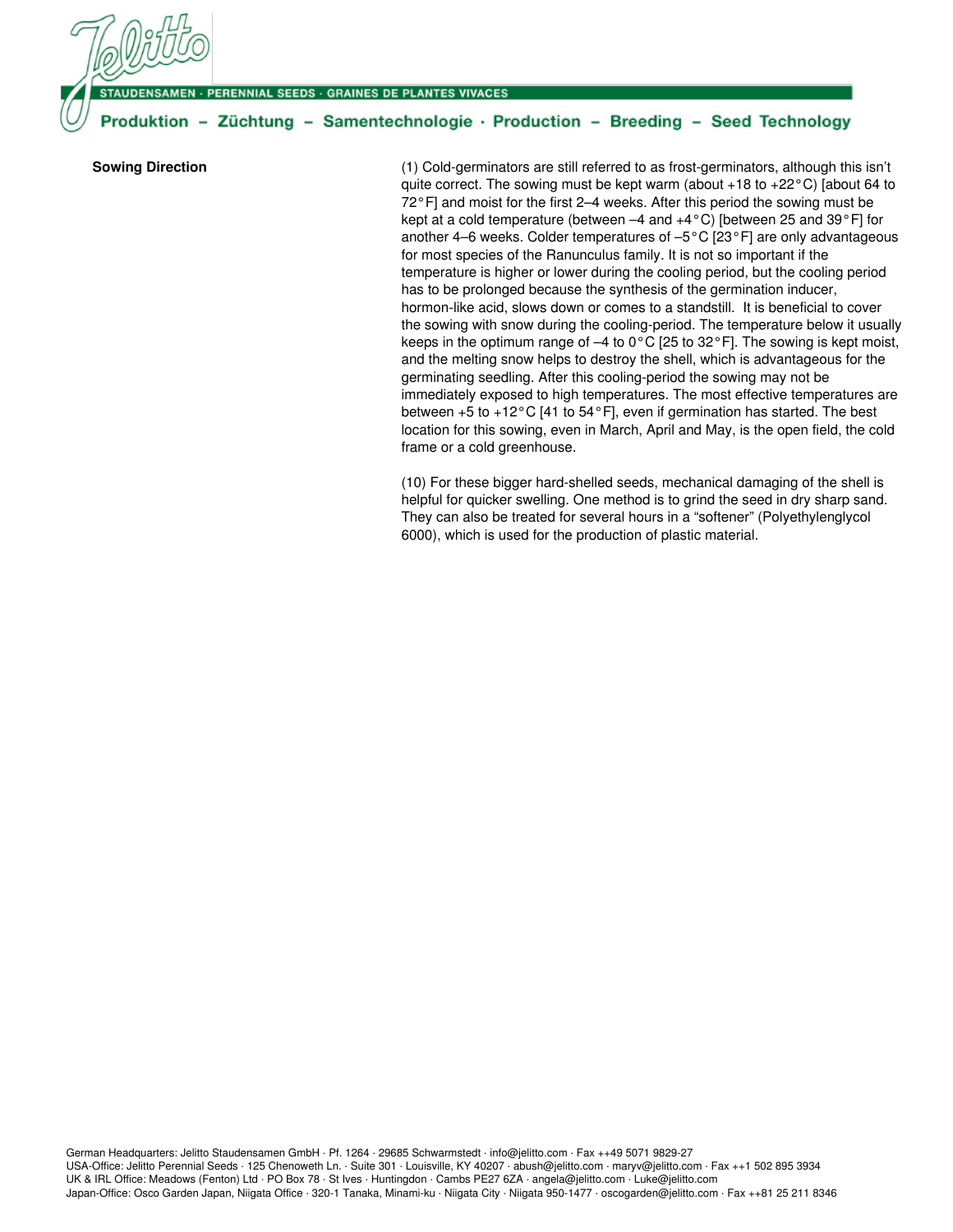**Sowing Direction**

(1) Cold-germinators are still referred to as frost-germinators, although this isn't quite correct. The sowing must be kept warm (about +18 to +22°C) [about 64 to 72°F] and moist for the first 2–4 weeks. After this period the sowing must be kept at a cold temperature (between –4 and +4°C) [between 25 and 39°F] for another 4–6 weeks. Colder temperatures of –5°C [23°F] are only advantageous for most species of the Ranunculus family. It is not so important if the temperature is higher or lower during the cooling period, but the cooling period has to be prolonged because the synthesis of the germination inducer, hormon-like acid, slows down or comes to a standstill. It is beneficial to cover the sowing with snow during the cooling-period. The temperature below it usually keeps in the optimum range of –4 to 0°C [25 to 32°F]. The sowing is kept moist, and the melting snow helps to destroy the shell, which is advantageous for the germinating seedling. After this cooling-period the sowing may not be immediately exposed to high temperatures. The most effective temperatures are between +5 to +12°C [41 to 54°F], even if germination has started. The best location for this sowing, even in March, April and May, is the open field, the cold frame or a cold greenhouse.

(10) For these bigger hard-shelled seeds, mechanical damaging of the shell is helpful for quicker swelling. One method is to grind the seed in dry sharp sand. They can also be treated for several hours in a "softener" (Polyethylenglycol 6000), which is used for the production of plastic material.